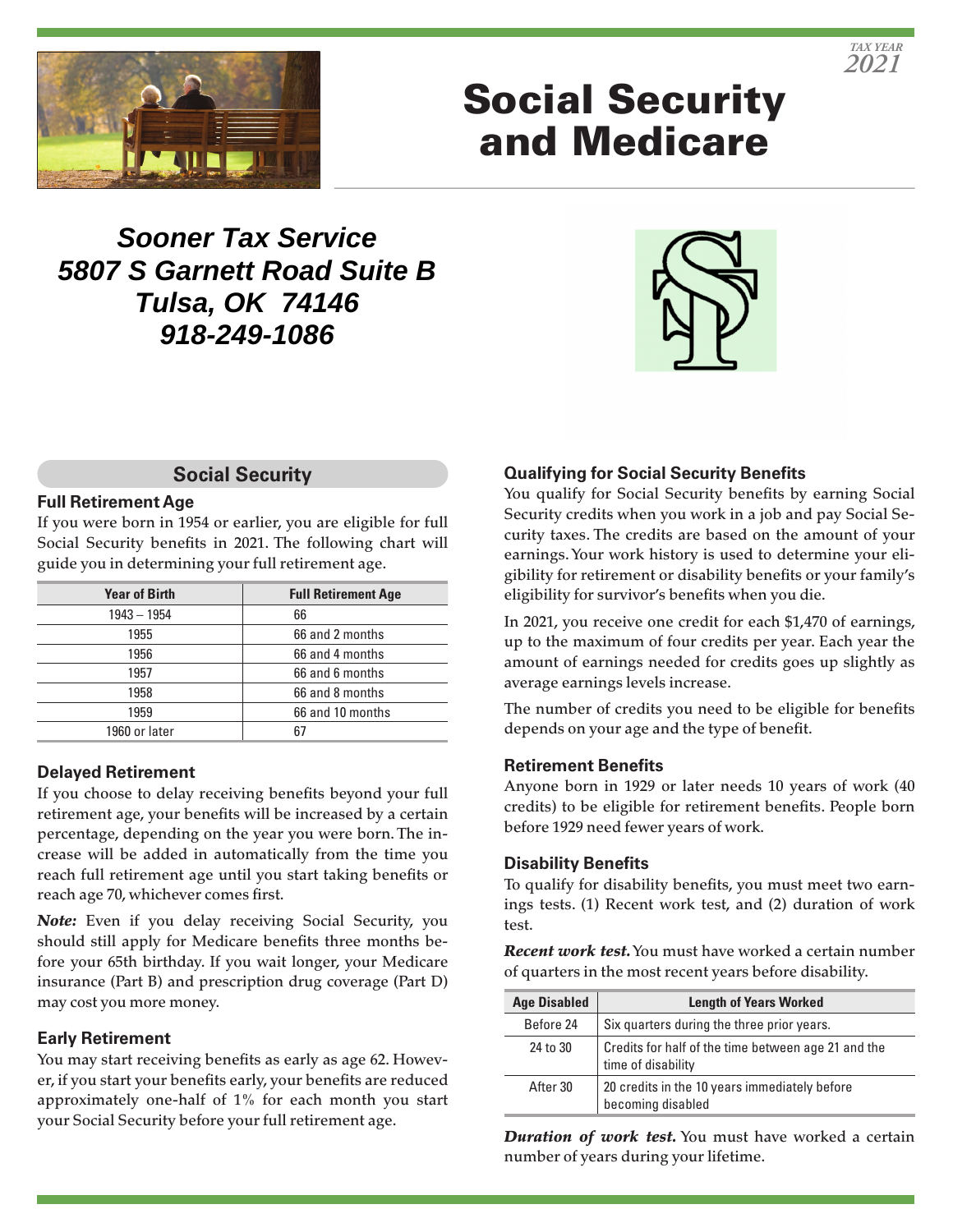TAX YEAR 2021

# Social Security and Medicare

***Sooner Tax Service***
***5807 S Garnett Road Suite B***
***Tulsa, OK 74146***
***918-249-1086***

## Social Security

### Full Retirement Age

If you were born in 1954 or earlier, you are eligible for full Social Security benefits in 2021. The following chart will guide you in determining your full retirement age.

| Year of Birth | Full Retirement Age |
|---|---|
| 1943 – 1954 | 66 |
| 1955 | 66 and 2 months |
| 1956 | 66 and 4 months |
| 1957 | 66 and 6 months |
| 1958 | 66 and 8 months |
| 1959 | 66 and 10 months |
| 1960 or later | 67 |

### Delayed Retirement

If you choose to delay receiving benefits beyond your full retirement age, your benefits will be increased by a certain percentage, depending on the year you were born. The increase will be added in automatically from the time you reach full retirement age until you start taking benefits or reach age 70, whichever comes first.

***Note:*** Even if you delay receiving Social Security, you should still apply for Medicare benefits three months before your 65th birthday. If you wait longer, your Medicare insurance (Part B) and prescription drug coverage (Part D) may cost you more money.

### Early Retirement

You may start receiving benefits as early as age 62. However, if you start your benefits early, your benefits are reduced approximately one-half of 1% for each month you start your Social Security before your full retirement age.

### Qualifying for Social Security Benefits

You qualify for Social Security benefits by earning Social Security credits when you work in a job and pay Social Security taxes. The credits are based on the amount of your earnings. Your work history is used to determine your eligibility for retirement or disability benefits or your family's eligibility for survivor's benefits when you die.

In 2021, you receive one credit for each $1,470 of earnings, up to the maximum of four credits per year. Each year the amount of earnings needed for credits goes up slightly as average earnings levels increase.

The number of credits you need to be eligible for benefits depends on your age and the type of benefit.

### Retirement Benefits

Anyone born in 1929 or later needs 10 years of work (40 credits) to be eligible for retirement benefits. People born before 1929 need fewer years of work.

### Disability Benefits

To qualify for disability benefits, you must meet two earnings tests. (1) Recent work test, and (2) duration of work test.

***Recent work test.*** You must have worked a certain number of quarters in the most recent years before disability.

| Age Disabled | Length of Years Worked |
|---|---|
| Before 24 | Six quarters during the three prior years. |
| 24 to 30 | Credits for half of the time between age 21 and the time of disability |
| After 30 | 20 credits in the 10 years immediately before becoming disabled |

***Duration of work test.*** You must have worked a certain number of years during your lifetime.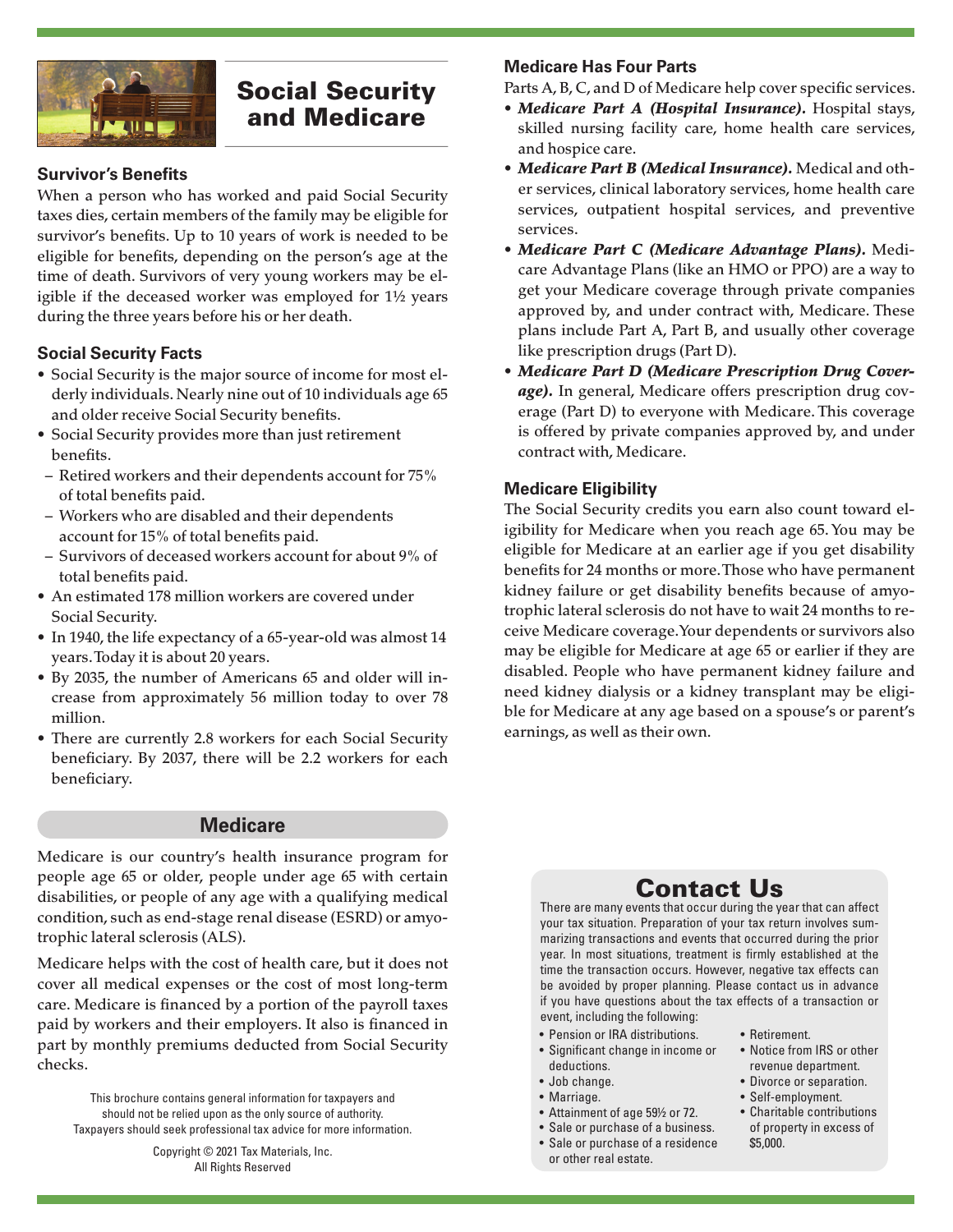# Social Security and Medicare

### Survivor's Benefits

When a person who has worked and paid Social Security taxes dies, certain members of the family may be eligible for survivor's benefits. Up to 10 years of work is needed to be eligible for benefits, depending on the person's age at the time of death. Survivors of very young workers may be eligible if the deceased worker was employed for 1½ years during the three years before his or her death.

### Social Security Facts

- Social Security is the major source of income for most elderly individuals. Nearly nine out of 10 individuals age 65 and older receive Social Security benefits.
- Social Security provides more than just retirement benefits.
  - Retired workers and their dependents account for 75% of total benefits paid.
  - Workers who are disabled and their dependents account for 15% of total benefits paid.
  - Survivors of deceased workers account for about 9% of total benefits paid.
- An estimated 178 million workers are covered under Social Security.
- In 1940, the life expectancy of a 65-year-old was almost 14 years. Today it is about 20 years.
- By 2035, the number of Americans 65 and older will increase from approximately 56 million today to over 78 million.
- There are currently 2.8 workers for each Social Security beneficiary. By 2037, there will be 2.2 workers for each beneficiary.

## Medicare

Medicare is our country's health insurance program for people age 65 or older, people under age 65 with certain disabilities, or people of any age with a qualifying medical condition, such as end-stage renal disease (ESRD) or amyotrophic lateral sclerosis (ALS).

Medicare helps with the cost of health care, but it does not cover all medical expenses or the cost of most long-term care. Medicare is financed by a portion of the payroll taxes paid by workers and their employers. It also is financed in part by monthly premiums deducted from Social Security checks.

### Medicare Has Four Parts

Parts A, B, C, and D of Medicare help cover specific services.

- ***Medicare Part A (Hospital Insurance).*** Hospital stays, skilled nursing facility care, home health care services, and hospice care.
- ***Medicare Part B (Medical Insurance).*** Medical and other services, clinical laboratory services, home health care services, outpatient hospital services, and preventive services.
- ***Medicare Part C (Medicare Advantage Plans).*** Medicare Advantage Plans (like an HMO or PPO) are a way to get your Medicare coverage through private companies approved by, and under contract with, Medicare. These plans include Part A, Part B, and usually other coverage like prescription drugs (Part D).
- ***Medicare Part D (Medicare Prescription Drug Coverage).*** In general, Medicare offers prescription drug coverage (Part D) to everyone with Medicare. This coverage is offered by private companies approved by, and under contract with, Medicare.

### Medicare Eligibility

The Social Security credits you earn also count toward eligibility for Medicare when you reach age 65. You may be eligible for Medicare at an earlier age if you get disability benefits for 24 months or more. Those who have permanent kidney failure or get disability benefits because of amyotrophic lateral sclerosis do not have to wait 24 months to receive Medicare coverage. Your dependents or survivors also may be eligible for Medicare at age 65 or earlier if they are disabled. People who have permanent kidney failure and need kidney dialysis or a kidney transplant may be eligible for Medicare at any age based on a spouse's or parent's earnings, as well as their own.

## Contact Us

There are many events that occur during the year that can affect your tax situation. Preparation of your tax return involves summarizing transactions and events that occurred during the prior year. In most situations, treatment is firmly established at the time the transaction occurs. However, negative tax effects can be avoided by proper planning. Please contact us in advance if you have questions about the tax effects of a transaction or event, including the following:

- Pension or IRA distributions.
- Significant change in income or deductions.
- Job change.
- Marriage.
- Attainment of age 59½ or 72.
- Sale or purchase of a business.
- Sale or purchase of a residence or other real estate.
- Retirement.
- Notice from IRS or other revenue department.
- Divorce or separation.
- Self-employment.
- Charitable contributions of property in excess of $5,000.

This brochure contains general information for taxpayers and should not be relied upon as the only source of authority. Taxpayers should seek professional tax advice for more information.

Copyright © 2021 Tax Materials, Inc.
All Rights Reserved